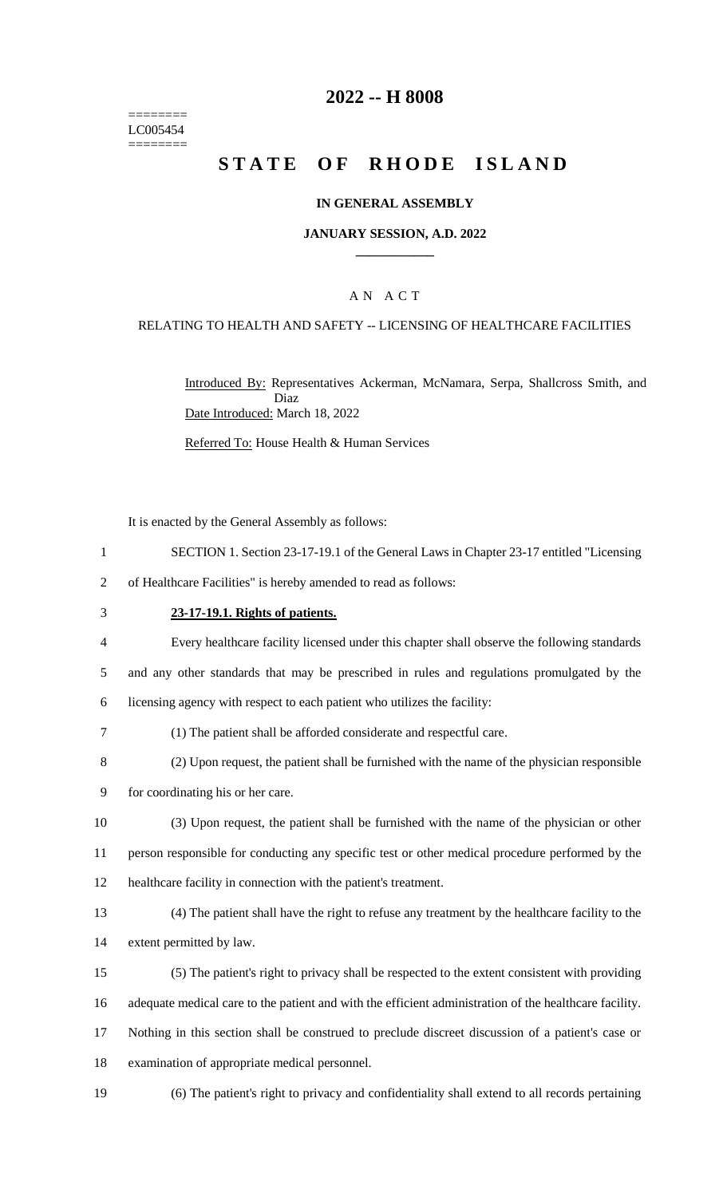========
LC005454
========

# 2022 -- H 8008

# STATE OF RHODE ISLAND

### IN GENERAL ASSEMBLY

### JANUARY SESSION, A.D. 2022

## A N A C T

### RELATING TO HEALTH AND SAFETY -- LICENSING OF HEALTHCARE FACILITIES

Introduced By: Representatives Ackerman, McNamara, Serpa, Shallcross Smith, and Diaz

Date Introduced: March 18, 2022

Referred To: House Health & Human Services

It is enacted by the General Assembly as follows:

1 SECTION 1. Section 23-17-19.1 of the General Laws in Chapter 23-17 entitled "Licensing
2 of Healthcare Facilities" is hereby amended to read as follows:

3 **23-17-19.1. Rights of patients.**

4 Every healthcare facility licensed under this chapter shall observe the following standards
5 and any other standards that may be prescribed in rules and regulations promulgated by the
6 licensing agency with respect to each patient who utilizes the facility:

7 (1) The patient shall be afforded considerate and respectful care.

8 (2) Upon request, the patient shall be furnished with the name of the physician responsible
9 for coordinating his or her care.

10 (3) Upon request, the patient shall be furnished with the name of the physician or other
11 person responsible for conducting any specific test or other medical procedure performed by the
12 healthcare facility in connection with the patient's treatment.

13 (4) The patient shall have the right to refuse any treatment by the healthcare facility to the
14 extent permitted by law.

15 (5) The patient's right to privacy shall be respected to the extent consistent with providing
16 adequate medical care to the patient and with the efficient administration of the healthcare facility.
17 Nothing in this section shall be construed to preclude discreet discussion of a patient's case or
18 examination of appropriate medical personnel.

19 (6) The patient's right to privacy and confidentiality shall extend to all records pertaining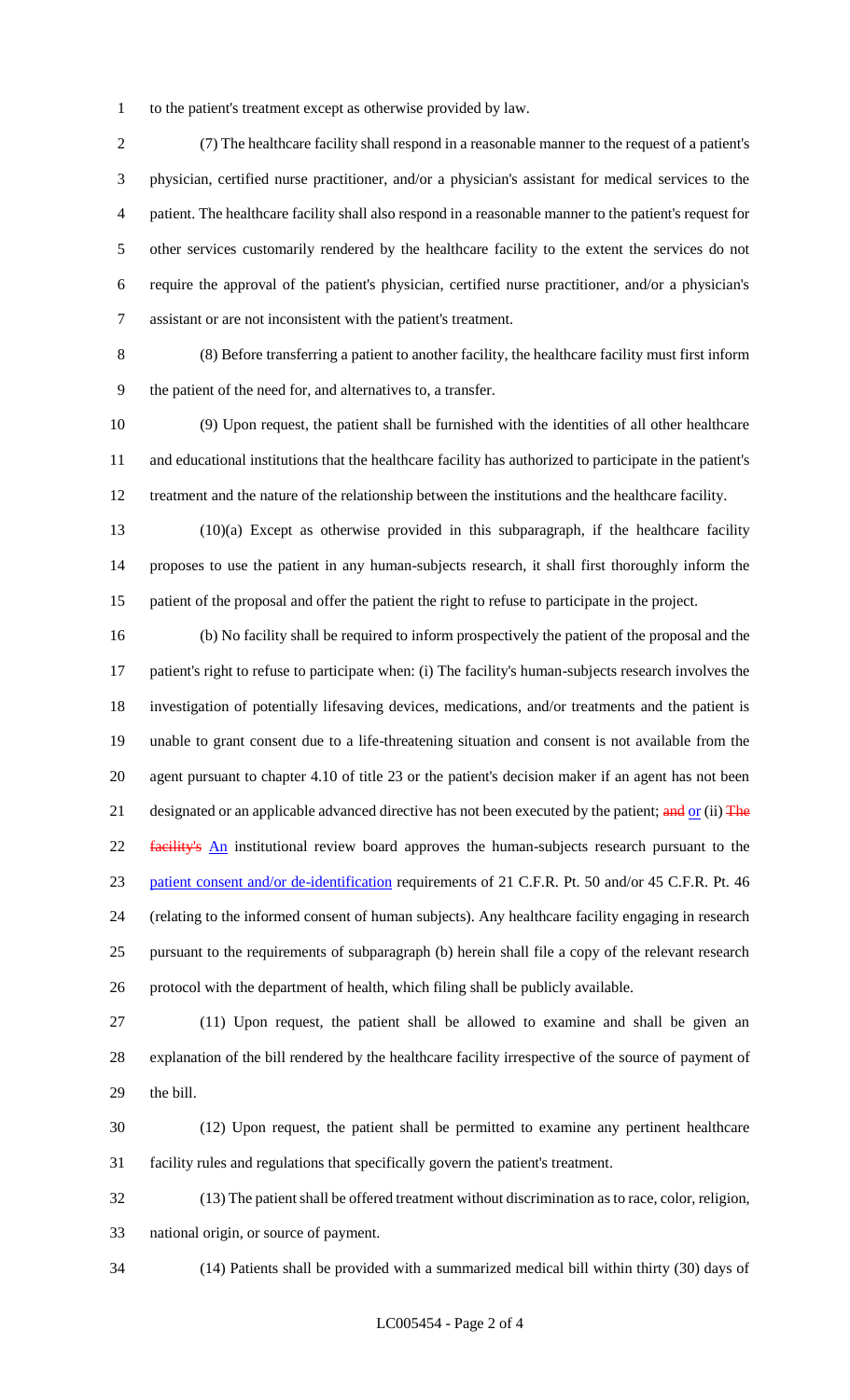to the patient's treatment except as otherwise provided by law.

(7) The healthcare facility shall respond in a reasonable manner to the request of a patient's physician, certified nurse practitioner, and/or a physician's assistant for medical services to the patient. The healthcare facility shall also respond in a reasonable manner to the patient's request for other services customarily rendered by the healthcare facility to the extent the services do not require the approval of the patient's physician, certified nurse practitioner, and/or a physician's assistant or are not inconsistent with the patient's treatment.

(8) Before transferring a patient to another facility, the healthcare facility must first inform the patient of the need for, and alternatives to, a transfer.

(9) Upon request, the patient shall be furnished with the identities of all other healthcare and educational institutions that the healthcare facility has authorized to participate in the patient's treatment and the nature of the relationship between the institutions and the healthcare facility.

(10)(a) Except as otherwise provided in this subparagraph, if the healthcare facility proposes to use the patient in any human-subjects research, it shall first thoroughly inform the patient of the proposal and offer the patient the right to refuse to participate in the project.

(b) No facility shall be required to inform prospectively the patient of the proposal and the patient's right to refuse to participate when: (i) The facility's human-subjects research involves the investigation of potentially lifesaving devices, medications, and/or treatments and the patient is unable to grant consent due to a life-threatening situation and consent is not available from the agent pursuant to chapter 4.10 of title 23 or the patient's decision maker if an agent has not been designated or an applicable advanced directive has not been executed by the patient; ~~and~~ or (ii) ~~The facility's~~ An institutional review board approves the human-subjects research pursuant to the patient consent and/or de-identification requirements of 21 C.F.R. Pt. 50 and/or 45 C.F.R. Pt. 46 (relating to the informed consent of human subjects). Any healthcare facility engaging in research pursuant to the requirements of subparagraph (b) herein shall file a copy of the relevant research protocol with the department of health, which filing shall be publicly available.

(11) Upon request, the patient shall be allowed to examine and shall be given an explanation of the bill rendered by the healthcare facility irrespective of the source of payment of the bill.

(12) Upon request, the patient shall be permitted to examine any pertinent healthcare facility rules and regulations that specifically govern the patient's treatment.

(13) The patient shall be offered treatment without discrimination as to race, color, religion, national origin, or source of payment.

(14) Patients shall be provided with a summarized medical bill within thirty (30) days of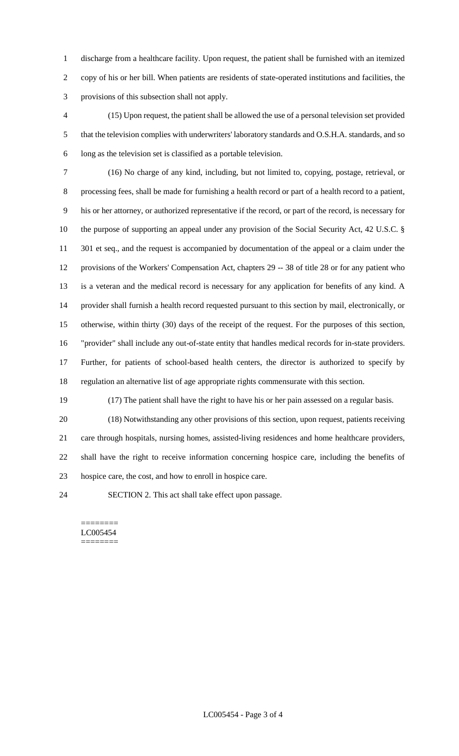discharge from a healthcare facility. Upon request, the patient shall be furnished with an itemized copy of his or her bill. When patients are residents of state-operated institutions and facilities, the provisions of this subsection shall not apply.

(15) Upon request, the patient shall be allowed the use of a personal television set provided that the television complies with underwriters' laboratory standards and O.S.H.A. standards, and so long as the television set is classified as a portable television.

(16) No charge of any kind, including, but not limited to, copying, postage, retrieval, or processing fees, shall be made for furnishing a health record or part of a health record to a patient, his or her attorney, or authorized representative if the record, or part of the record, is necessary for the purpose of supporting an appeal under any provision of the Social Security Act, 42 U.S.C. § 301 et seq., and the request is accompanied by documentation of the appeal or a claim under the provisions of the Workers' Compensation Act, chapters 29 -- 38 of title 28 or for any patient who is a veteran and the medical record is necessary for any application for benefits of any kind. A provider shall furnish a health record requested pursuant to this section by mail, electronically, or otherwise, within thirty (30) days of the receipt of the request. For the purposes of this section, "provider" shall include any out-of-state entity that handles medical records for in-state providers. Further, for patients of school-based health centers, the director is authorized to specify by regulation an alternative list of age appropriate rights commensurate with this section.

(17) The patient shall have the right to have his or her pain assessed on a regular basis.

(18) Notwithstanding any other provisions of this section, upon request, patients receiving care through hospitals, nursing homes, assisted-living residences and home healthcare providers, shall have the right to receive information concerning hospice care, including the benefits of hospice care, the cost, and how to enroll in hospice care.

SECTION 2. This act shall take effect upon passage.

========
LC005454
========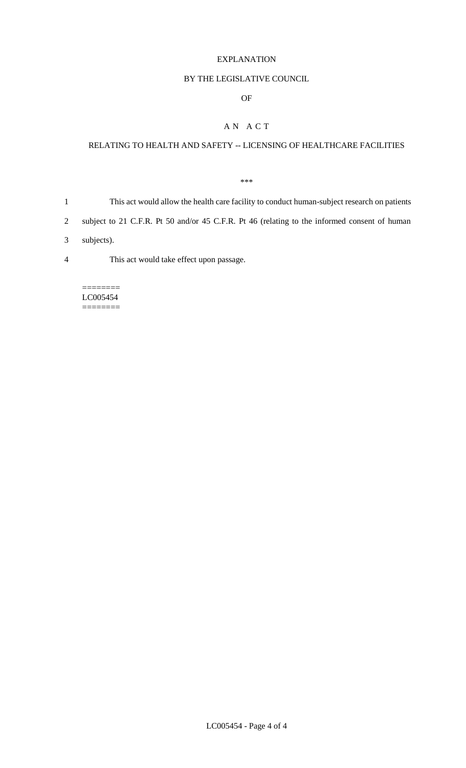EXPLANATION

BY THE LEGISLATIVE COUNCIL

OF

# A N A C T

## RELATING TO HEALTH AND SAFETY -- LICENSING OF HEALTHCARE FACILITIES

\*\*\*

1 This act would allow the health care facility to conduct human-subject research on patients
2 subject to 21 C.F.R. Pt 50 and/or 45 C.F.R. Pt 46 (relating to the informed consent of human
3 subjects).
4 This act would take effect upon passage.

========
LC005454
========